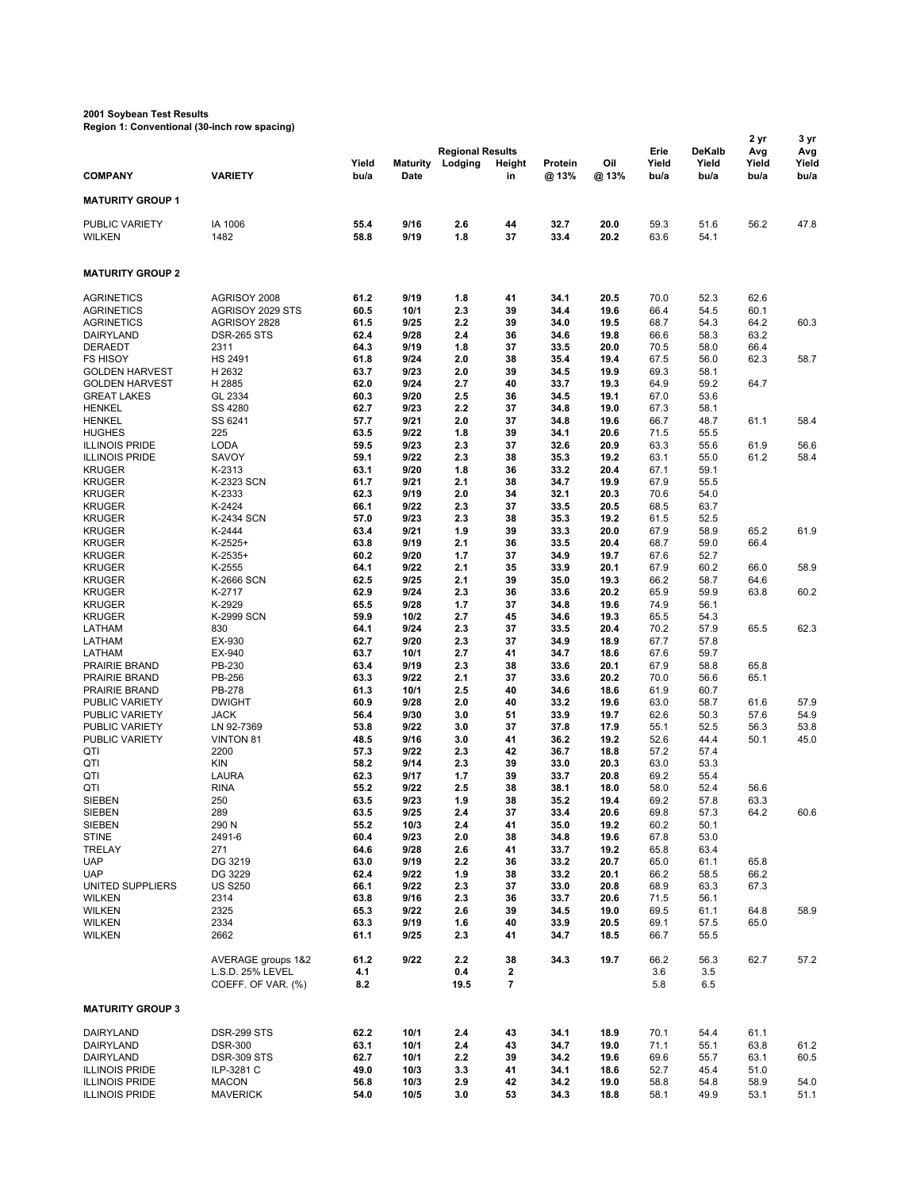**2001 Soybean Test Results**
**Region 1: Conventional (30-inch row spacing)**

| COMPANY | VARIETY | Regional Results Yield bu/a | Maturity Date | Lodging | Height in | Protein @ 13% | Oil @ 13% | Erie Yield bu/a | DeKalb Yield bu/a | 2 yr Avg Yield bu/a | 3 yr Avg Yield bu/a |
|---|---|---|---|---|---|---|---|---|---|---|---|
| **MATURITY GROUP 1** | | | | | | | | | | | |
| PUBLIC VARIETY | IA 1006 | **55.4** | **9/16** | **2.6** | **44** | **32.7** | **20.0** | 59.3 | 51.6 | 56.2 | 47.8 |
| WILKEN | 1482 | **58.8** | **9/19** | **1.8** | **37** | **33.4** | **20.2** | 63.6 | 54.1 | | |
| **MATURITY GROUP 2** | | | | | | | | | | | |
| AGRINETICS | AGRISOY 2008 | **61.2** | **9/19** | **1.8** | **41** | **34.1** | **20.5** | 70.0 | 52.3 | 62.6 | |
| AGRINETICS | AGRISOY 2029 STS | **60.5** | **10/1** | **2.3** | **39** | **34.4** | **19.6** | 66.4 | 54.5 | 60.1 | |
| AGRINETICS | AGRISOY 2828 | **61.5** | **9/25** | **2.2** | **39** | **34.0** | **19.5** | 68.7 | 54.3 | 64.2 | 60.3 |
| DAIRYLAND | DSR-265 STS | **62.4** | **9/28** | **2.4** | **36** | **34.6** | **19.8** | 66.6 | 58.3 | 63.2 | |
| DERAEDT | 2311 | **64.3** | **9/19** | **1.8** | **37** | **33.5** | **20.0** | 70.5 | 58.0 | 66.4 | |
| FS HISOY | HS 2491 | **61.8** | **9/24** | **2.0** | **38** | **35.4** | **19.4** | 67.5 | 56.0 | 62.3 | 58.7 |
| GOLDEN HARVEST | H 2632 | **63.7** | **9/23** | **2.0** | **39** | **34.5** | **19.9** | 69.3 | 58.1 | | |
| GOLDEN HARVEST | H 2885 | **62.0** | **9/24** | **2.7** | **40** | **33.7** | **19.3** | 64.9 | 59.2 | 64.7 | |
| GREAT LAKES | GL 2334 | **60.3** | **9/20** | **2.5** | **36** | **34.5** | **19.1** | 67.0 | 53.6 | | |
| HENKEL | SS 4280 | **62.7** | **9/23** | **2.2** | **37** | **34.8** | **19.0** | 67.3 | 58.1 | | |
| HENKEL | SS 6241 | **57.7** | **9/21** | **2.0** | **37** | **34.8** | **19.6** | 66.7 | 48.7 | 61.1 | 58.4 |
| HUGHES | 225 | **63.5** | **9/22** | **1.8** | **39** | **34.1** | **20.6** | 71.5 | 55.5 | | |
| ILLINOIS PRIDE | LODA | **59.5** | **9/23** | **2.3** | **37** | **32.6** | **20.9** | 63.3 | 55.6 | 61.9 | 56.6 |
| ILLINOIS PRIDE | SAVOY | **59.1** | **9/22** | **2.3** | **38** | **35.3** | **19.2** | 63.1 | 55.0 | 61.2 | 58.4 |
| KRUGER | K-2313 | **63.1** | **9/20** | **1.8** | **36** | **33.2** | **20.4** | 67.1 | 59.1 | | |
| KRUGER | K-2323 SCN | **61.7** | **9/21** | **2.1** | **38** | **34.7** | **19.9** | 67.9 | 55.5 | | |
| KRUGER | K-2333 | **62.3** | **9/19** | **2.0** | **34** | **32.1** | **20.3** | 70.6 | 54.0 | | |
| KRUGER | K-2424 | **66.1** | **9/22** | **2.3** | **37** | **33.5** | **20.5** | 68.5 | 63.7 | | |
| KRUGER | K-2434 SCN | **57.0** | **9/23** | **2.3** | **38** | **35.3** | **19.2** | 61.5 | 52.5 | | |
| KRUGER | K-2444 | **63.4** | **9/21** | **1.9** | **39** | **33.3** | **20.0** | 67.9 | 58.9 | 65.2 | 61.9 |
| KRUGER | K-2525+ | **63.8** | **9/19** | **2.1** | **36** | **33.5** | **20.4** | 68.7 | 59.0 | 66.4 | |
| KRUGER | K-2535+ | **60.2** | **9/20** | **1.7** | **37** | **34.9** | **19.7** | 67.6 | 52.7 | | |
| KRUGER | K-2555 | **64.1** | **9/22** | **2.1** | **35** | **33.9** | **20.1** | 67.9 | 60.2 | 66.0 | 58.9 |
| KRUGER | K-2666 SCN | **62.5** | **9/25** | **2.1** | **39** | **35.0** | **19.3** | 66.2 | 58.7 | 64.6 | |
| KRUGER | K-2717 | **62.9** | **9/24** | **2.3** | **36** | **33.6** | **20.2** | 65.9 | 59.9 | 63.8 | 60.2 |
| KRUGER | K-2929 | **65.5** | **9/28** | **1.7** | **37** | **34.8** | **19.6** | 74.9 | 56.1 | | |
| KRUGER | K-2999 SCN | **59.9** | **10/2** | **2.7** | **45** | **34.6** | **19.3** | 65.5 | 54.3 | | |
| LATHAM | 830 | **64.1** | **9/24** | **2.3** | **37** | **33.5** | **20.4** | 70.2 | 57.9 | 65.5 | 62.3 |
| LATHAM | EX-930 | **62.7** | **9/20** | **2.3** | **37** | **34.9** | **18.9** | 67.7 | 57.8 | | |
| LATHAM | EX-940 | **63.7** | **10/1** | **2.7** | **41** | **34.7** | **18.6** | 67.6 | 59.7 | | |
| PRAIRIE BRAND | PB-230 | **63.4** | **9/19** | **2.3** | **38** | **33.6** | **20.1** | 67.9 | 58.8 | 65.8 | |
| PRAIRIE BRAND | PB-256 | **63.3** | **9/22** | **2.1** | **37** | **33.6** | **20.2** | 70.0 | 56.6 | 65.1 | |
| PRAIRIE BRAND | PB-278 | **61.3** | **10/1** | **2.5** | **40** | **34.6** | **18.6** | 61.9 | 60.7 | | |
| PUBLIC VARIETY | DWIGHT | **60.9** | **9/28** | **2.0** | **40** | **33.2** | **19.6** | 63.0 | 58.7 | 61.6 | 57.9 |
| PUBLIC VARIETY | JACK | **56.4** | **9/30** | **3.0** | **51** | **33.9** | **19.7** | 62.6 | 50.3 | 57.6 | 54.9 |
| PUBLIC VARIETY | LN 92-7369 | **53.8** | **9/22** | **3.0** | **37** | **37.8** | **17.9** | 55.1 | 52.5 | 56.3 | 53.8 |
| PUBLIC VARIETY | VINTON 81 | **48.5** | **9/16** | **3.0** | **41** | **36.2** | **19.2** | 52.6 | 44.4 | 50.1 | 45.0 |
| QTI | 2200 | **57.3** | **9/22** | **2.3** | **42** | **36.7** | **18.8** | 57.2 | 57.4 | | |
| QTI | KIN | **58.2** | **9/14** | **2.3** | **39** | **33.0** | **20.3** | 63.0 | 53.3 | | |
| QTI | LAURA | **62.3** | **9/17** | **1.7** | **39** | **33.7** | **20.8** | 69.2 | 55.4 | | |
| QTI | RINA | **55.2** | **9/22** | **2.5** | **38** | **38.1** | **18.0** | 58.0 | 52.4 | 56.6 | |
| SIEBEN | 250 | **63.5** | **9/23** | **1.9** | **38** | **35.2** | **19.4** | 69.2 | 57.8 | 63.3 | |
| SIEBEN | 289 | **63.5** | **9/25** | **2.4** | **37** | **33.4** | **20.6** | 69.8 | 57.3 | 64.2 | 60.6 |
| SIEBEN | 290 N | **55.2** | **10/3** | **2.4** | **41** | **35.0** | **19.2** | 60.2 | 50.1 | | |
| STINE | 2491-6 | **60.4** | **9/23** | **2.0** | **38** | **34.8** | **19.6** | 67.8 | 53.0 | | |
| TRELAY | 271 | **64.6** | **9/28** | **2.6** | **41** | **33.7** | **19.2** | 65.8 | 63.4 | | |
| UAP | DG 3219 | **63.0** | **9/19** | **2.2** | **36** | **33.2** | **20.7** | 65.0 | 61.1 | 65.8 | |
| UAP | DG 3229 | **62.4** | **9/22** | **1.9** | **38** | **33.2** | **20.1** | 66.2 | 58.5 | 66.2 | |
| UNITED SUPPLIERS | US S250 | **66.1** | **9/22** | **2.3** | **37** | **33.0** | **20.8** | 68.9 | 63.3 | 67.3 | |
| WILKEN | 2314 | **63.8** | **9/16** | **2.3** | **36** | **33.7** | **20.6** | 71.5 | 56.1 | | |
| WILKEN | 2325 | **65.3** | **9/22** | **2.6** | **39** | **34.5** | **19.0** | 69.5 | 61.1 | 64.8 | 58.9 |
| WILKEN | 2334 | **63.3** | **9/19** | **1.6** | **40** | **33.9** | **20.5** | 69.1 | 57.5 | 65.0 | |
| WILKEN | 2662 | **61.1** | **9/25** | **2.3** | **41** | **34.7** | **18.5** | 66.7 | 55.5 | | |
| | AVERAGE groups 1&2 | **61.2** | **9/22** | **2.2** | **38** | **34.3** | **19.7** | 66.2 | 56.3 | 62.7 | 57.2 |
| | L.S.D. 25% LEVEL | **4.1** | | **0.4** | **2** | | | 3.6 | 3.5 | | |
| | COEFF. OF VAR. (%) | **8.2** | | **19.5** | **7** | | | 5.8 | 6.5 | | |
| **MATURITY GROUP 3** | | | | | | | | | | | |
| DAIRYLAND | DSR-299 STS | **62.2** | **10/1** | **2.4** | **43** | **34.1** | **18.9** | 70.1 | 54.4 | 61.1 | |
| DAIRYLAND | DSR-300 | **63.1** | **10/1** | **2.4** | **43** | **34.7** | **19.0** | 71.1 | 55.1 | 63.8 | 61.2 |
| DAIRYLAND | DSR-309 STS | **62.7** | **10/1** | **2.2** | **39** | **34.2** | **19.6** | 69.6 | 55.7 | 63.1 | 60.5 |
| ILLINOIS PRIDE | ILP-3281 C | **49.0** | **10/3** | **3.3** | **41** | **34.1** | **18.6** | 52.7 | 45.4 | 51.0 | |
| ILLINOIS PRIDE | MACON | **56.8** | **10/3** | **2.9** | **42** | **34.2** | **19.0** | 58.8 | 54.8 | 58.9 | 54.0 |
| ILLINOIS PRIDE | MAVERICK | **54.0** | **10/5** | **3.0** | **53** | **34.3** | **18.8** | 58.1 | 49.9 | 53.1 | 51.1 |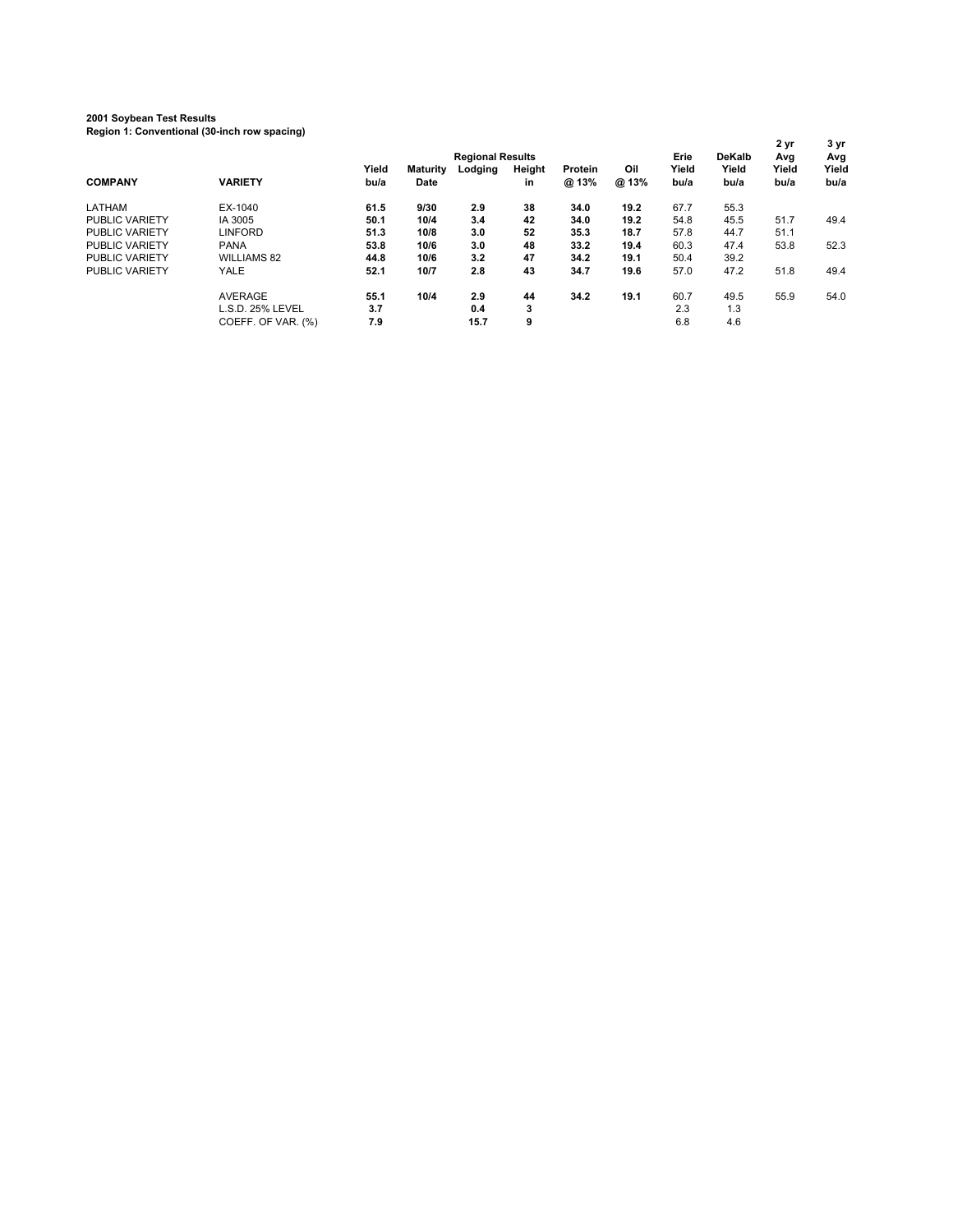**2001 Soybean Test Results**
**Region 1: Conventional (30-inch row spacing)**

| COMPANY | VARIETY | Regional Results Yield bu/a | Maturity Date | Lodging | Height in | Protein @ 13% | Oil @ 13% | Erie Yield bu/a | DeKalb Yield bu/a | 2 yr Avg Yield bu/a | 3 yr Avg Yield bu/a |
|---|---|---|---|---|---|---|---|---|---|---|---|
| LATHAM | EX-1040 | **61.5** | **9/30** | **2.9** | **38** | **34.0** | **19.2** | 67.7 | 55.3 | | |
| PUBLIC VARIETY | IA 3005 | **50.1** | **10/4** | **3.4** | **42** | **34.0** | **19.2** | 54.8 | 45.5 | 51.7 | 49.4 |
| PUBLIC VARIETY | LINFORD | **51.3** | **10/8** | **3.0** | **52** | **35.3** | **18.7** | 57.8 | 44.7 | 51.1 | |
| PUBLIC VARIETY | PANA | **53.8** | **10/6** | **3.0** | **48** | **33.2** | **19.4** | 60.3 | 47.4 | 53.8 | 52.3 |
| PUBLIC VARIETY | WILLIAMS 82 | **44.8** | **10/6** | **3.2** | **47** | **34.2** | **19.1** | 50.4 | 39.2 | | |
| PUBLIC VARIETY | YALE | **52.1** | **10/7** | **2.8** | **43** | **34.7** | **19.6** | 57.0 | 47.2 | 51.8 | 49.4 |
| | AVERAGE | **55.1** | **10/4** | **2.9** | **44** | **34.2** | **19.1** | 60.7 | 49.5 | 55.9 | 54.0 |
| | L.S.D. 25% LEVEL | **3.7** | | **0.4** | **3** | | | 2.3 | 1.3 | | |
| | COEFF. OF VAR. (%) | **7.9** | | **15.7** | **9** | | | 6.8 | 4.6 | | |